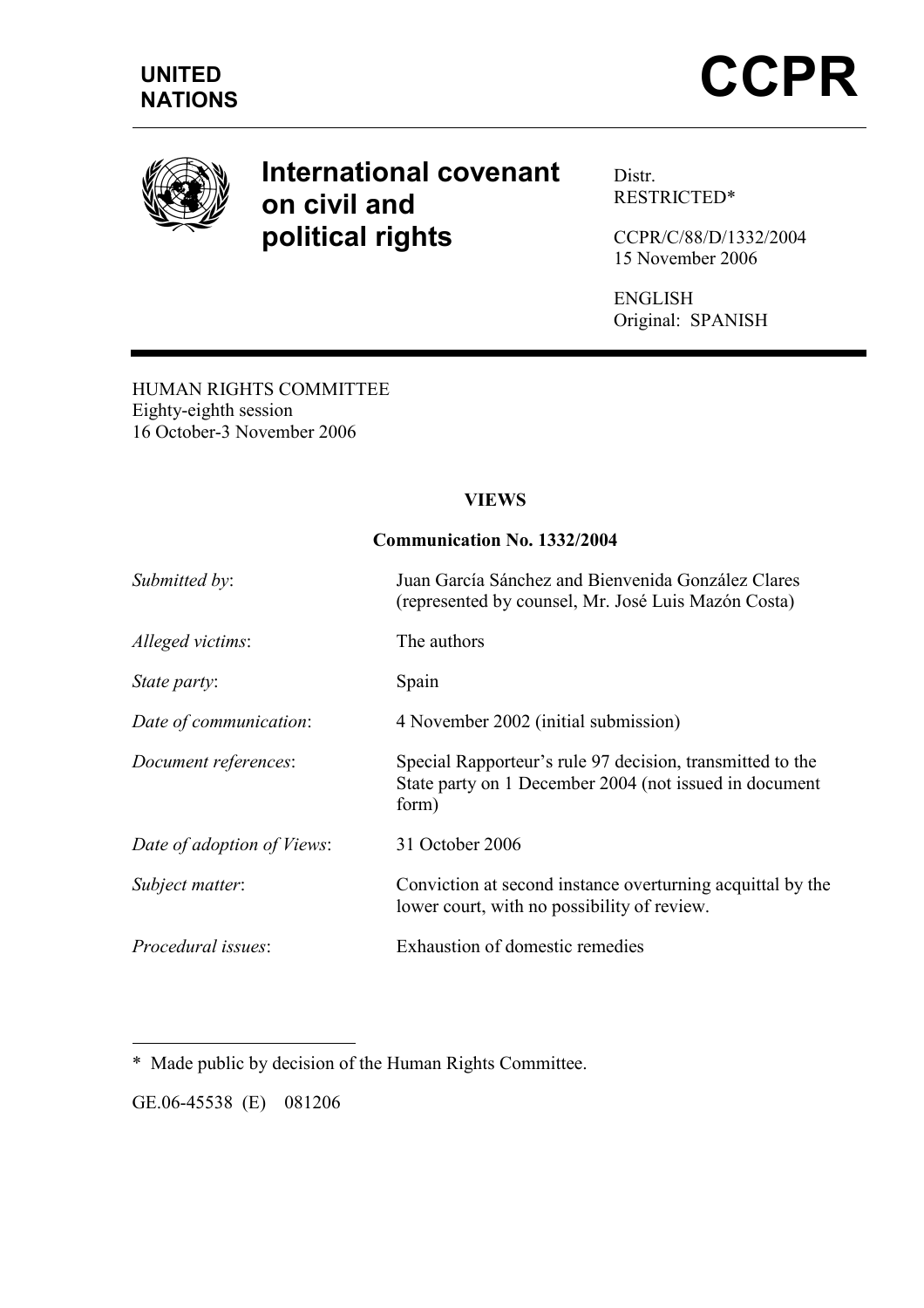**UNITED NATIONS**

# CCPR

# International covenant on civil and political rights

Distr.
RESTRICTED*

CCPR/C/88/D/1332/2004
15 November 2006

ENGLISH
Original: SPANISH

HUMAN RIGHTS COMMITTEE
Eighty-eighth session
16 October-3 November 2006

## VIEWS

### Communication No. 1332/2004

| | |
|---|---|
| *Submitted by*: | Juan García Sánchez and Bienvenida González Clares (represented by counsel, Mr. José Luis Mazón Costa) |
| *Alleged victims*: | The authors |
| *State party*: | Spain |
| *Date of communication*: | 4 November 2002 (initial submission) |
| *Document references*: | Special Rapporteur's rule 97 decision, transmitted to the State party on 1 December 2004 (not issued in document form) |
| *Date of adoption of Views*: | 31 October 2006 |
| *Subject matter*: | Conviction at second instance overturning acquittal by the lower court, with no possibility of review. |
| *Procedural issues*: | Exhaustion of domestic remedies |

\* Made public by decision of the Human Rights Committee.

GE.06-45538 (E) 081206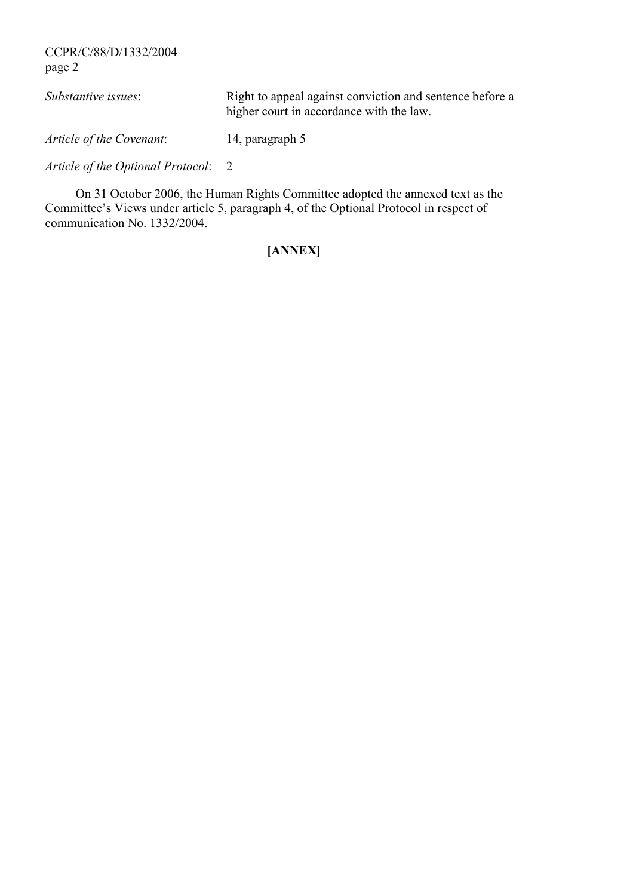*Substantive issues*: Right to appeal against conviction and sentence before a higher court in accordance with the law.

*Article of the Covenant*: 14, paragraph 5

*Article of the Optional Protocol*: 2

On 31 October 2006, the Human Rights Committee adopted the annexed text as the Committee's Views under article 5, paragraph 4, of the Optional Protocol in respect of communication No. 1332/2004.

**[ANNEX]**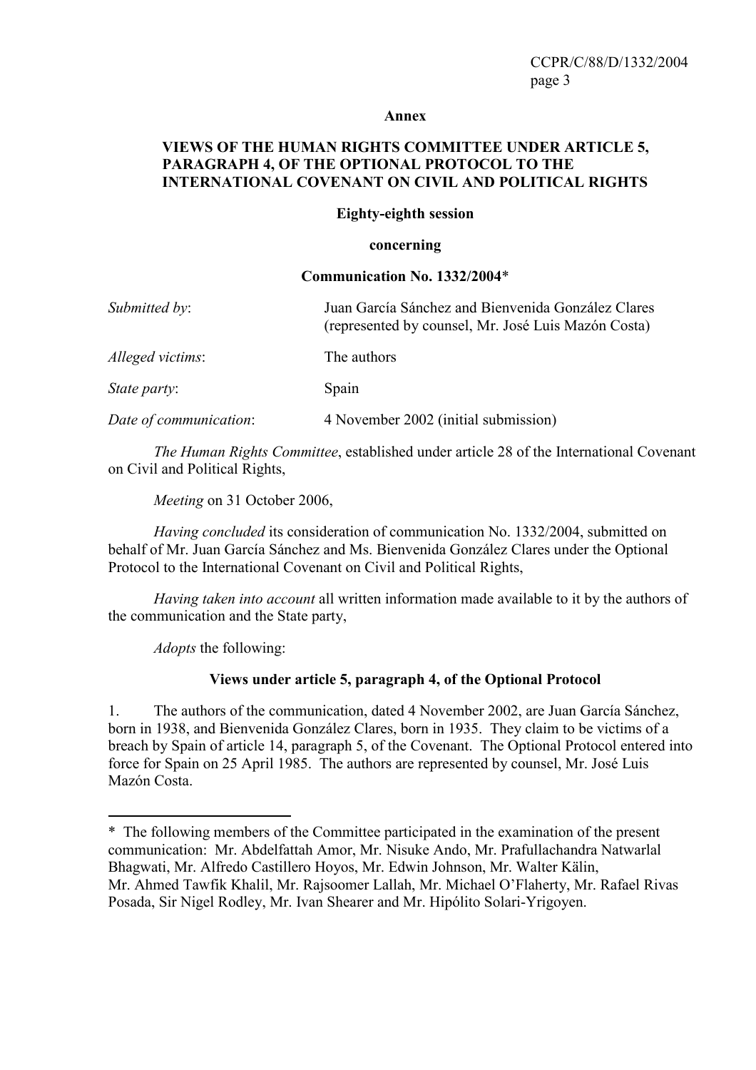**Annex**

**VIEWS OF THE HUMAN RIGHTS COMMITTEE UNDER ARTICLE 5, PARAGRAPH 4, OF THE OPTIONAL PROTOCOL TO THE INTERNATIONAL COVENANT ON CIVIL AND POLITICAL RIGHTS**

**Eighty-eighth session**

**concerning**

**Communication No. 1332/2004***

| | |
|---|---|
| *Submitted by*: | Juan García Sánchez and Bienvenida González Clares (represented by counsel, Mr. José Luis Mazón Costa) |
| *Alleged victims*: | The authors |
| *State party*: | Spain |
| *Date of communication*: | 4 November 2002 (initial submission) |

*The Human Rights Committee*, established under article 28 of the International Covenant on Civil and Political Rights,

*Meeting* on 31 October 2006,

*Having concluded* its consideration of communication No. 1332/2004, submitted on behalf of Mr. Juan García Sánchez and Ms. Bienvenida González Clares under the Optional Protocol to the International Covenant on Civil and Political Rights,

*Having taken into account* all written information made available to it by the authors of the communication and the State party,

*Adopts* the following:

**Views under article 5, paragraph 4, of the Optional Protocol**

1. The authors of the communication, dated 4 November 2002, are Juan García Sánchez, born in 1938, and Bienvenida González Clares, born in 1935. They claim to be victims of a breach by Spain of article 14, paragraph 5, of the Covenant. The Optional Protocol entered into force for Spain on 25 April 1985. The authors are represented by counsel, Mr. José Luis Mazón Costa.

---

* The following members of the Committee participated in the examination of the present communication: Mr. Abdelfattah Amor, Mr. Nisuke Ando, Mr. Prafullachandra Natwarlal Bhagwati, Mr. Alfredo Castillero Hoyos, Mr. Edwin Johnson, Mr. Walter Kälin, Mr. Ahmed Tawfik Khalil, Mr. Rajsoomer Lallah, Mr. Michael O'Flaherty, Mr. Rafael Rivas Posada, Sir Nigel Rodley, Mr. Ivan Shearer and Mr. Hipólito Solari-Yrigoyen.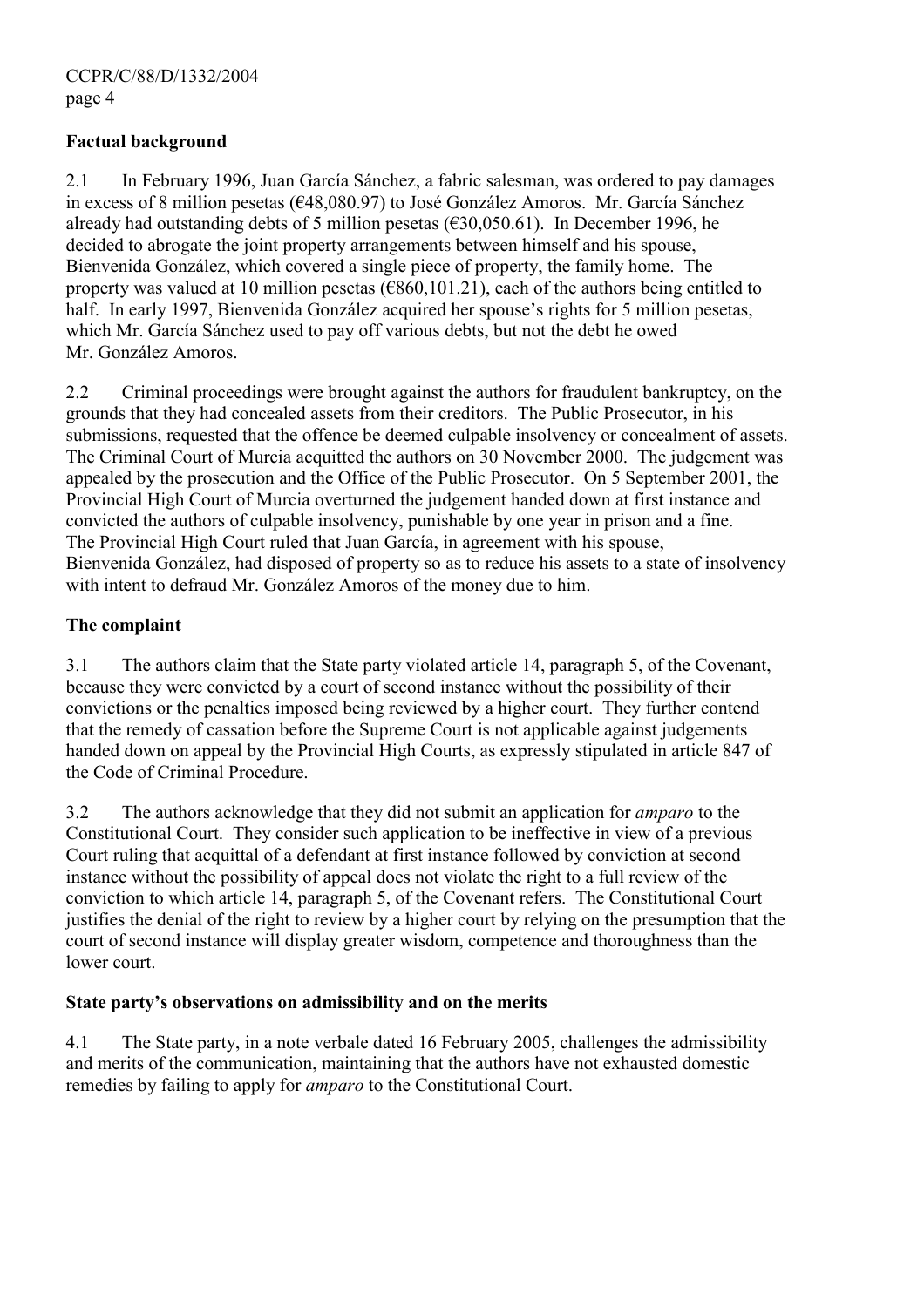## Factual background

2.1 In February 1996, Juan García Sánchez, a fabric salesman, was ordered to pay damages in excess of 8 million pesetas (€48,080.97) to José González Amoros. Mr. García Sánchez already had outstanding debts of 5 million pesetas (€30,050.61). In December 1996, he decided to abrogate the joint property arrangements between himself and his spouse, Bienvenida González, which covered a single piece of property, the family home. The property was valued at 10 million pesetas (€860,101.21), each of the authors being entitled to half. In early 1997, Bienvenida González acquired her spouse's rights for 5 million pesetas, which Mr. García Sánchez used to pay off various debts, but not the debt he owed Mr. González Amoros.

2.2 Criminal proceedings were brought against the authors for fraudulent bankruptcy, on the grounds that they had concealed assets from their creditors. The Public Prosecutor, in his submissions, requested that the offence be deemed culpable insolvency or concealment of assets. The Criminal Court of Murcia acquitted the authors on 30 November 2000. The judgement was appealed by the prosecution and the Office of the Public Prosecutor. On 5 September 2001, the Provincial High Court of Murcia overturned the judgement handed down at first instance and convicted the authors of culpable insolvency, punishable by one year in prison and a fine. The Provincial High Court ruled that Juan García, in agreement with his spouse, Bienvenida González, had disposed of property so as to reduce his assets to a state of insolvency with intent to defraud Mr. González Amoros of the money due to him.

## The complaint

3.1 The authors claim that the State party violated article 14, paragraph 5, of the Covenant, because they were convicted by a court of second instance without the possibility of their convictions or the penalties imposed being reviewed by a higher court. They further contend that the remedy of cassation before the Supreme Court is not applicable against judgements handed down on appeal by the Provincial High Courts, as expressly stipulated in article 847 of the Code of Criminal Procedure.

3.2 The authors acknowledge that they did not submit an application for *amparo* to the Constitutional Court. They consider such application to be ineffective in view of a previous Court ruling that acquittal of a defendant at first instance followed by conviction at second instance without the possibility of appeal does not violate the right to a full review of the conviction to which article 14, paragraph 5, of the Covenant refers. The Constitutional Court justifies the denial of the right to review by a higher court by relying on the presumption that the court of second instance will display greater wisdom, competence and thoroughness than the lower court.

## State party's observations on admissibility and on the merits

4.1 The State party, in a note verbale dated 16 February 2005, challenges the admissibility and merits of the communication, maintaining that the authors have not exhausted domestic remedies by failing to apply for *amparo* to the Constitutional Court.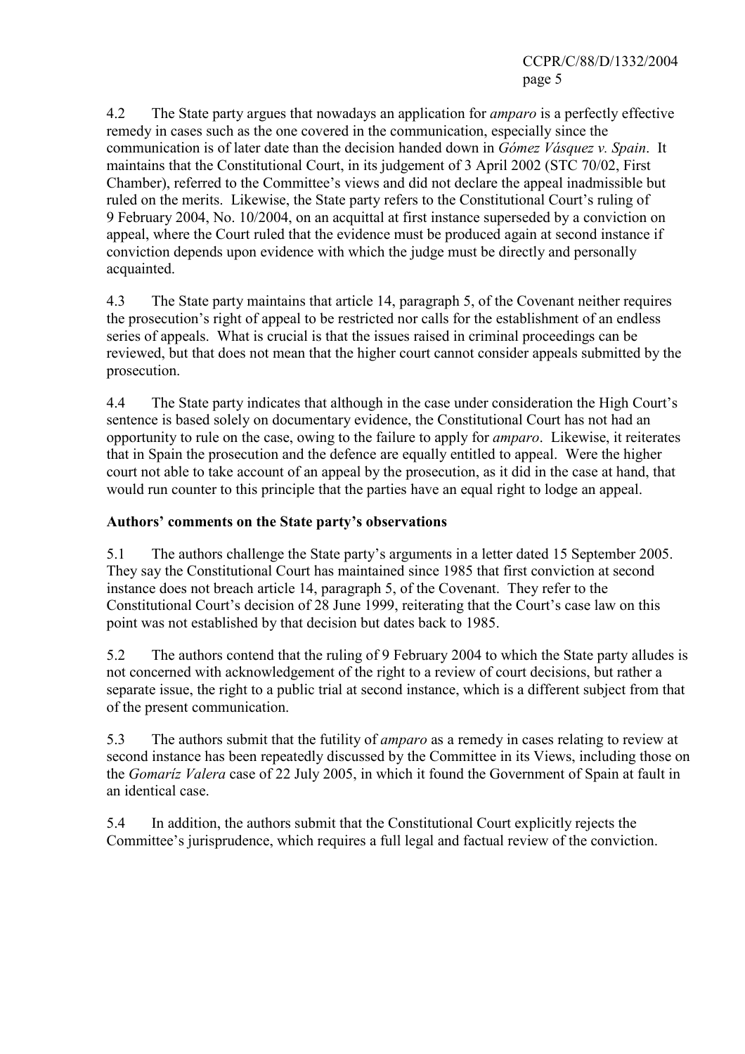4.2 The State party argues that nowadays an application for *amparo* is a perfectly effective remedy in cases such as the one covered in the communication, especially since the communication is of later date than the decision handed down in *Gómez Vásquez v. Spain*. It maintains that the Constitutional Court, in its judgement of 3 April 2002 (STC 70/02, First Chamber), referred to the Committee's views and did not declare the appeal inadmissible but ruled on the merits. Likewise, the State party refers to the Constitutional Court's ruling of 9 February 2004, No. 10/2004, on an acquittal at first instance superseded by a conviction on appeal, where the Court ruled that the evidence must be produced again at second instance if conviction depends upon evidence with which the judge must be directly and personally acquainted.

4.3 The State party maintains that article 14, paragraph 5, of the Covenant neither requires the prosecution's right of appeal to be restricted nor calls for the establishment of an endless series of appeals. What is crucial is that the issues raised in criminal proceedings can be reviewed, but that does not mean that the higher court cannot consider appeals submitted by the prosecution.

4.4 The State party indicates that although in the case under consideration the High Court's sentence is based solely on documentary evidence, the Constitutional Court has not had an opportunity to rule on the case, owing to the failure to apply for *amparo*. Likewise, it reiterates that in Spain the prosecution and the defence are equally entitled to appeal. Were the higher court not able to take account of an appeal by the prosecution, as it did in the case at hand, that would run counter to this principle that the parties have an equal right to lodge an appeal.

### Authors' comments on the State party's observations

5.1 The authors challenge the State party's arguments in a letter dated 15 September 2005. They say the Constitutional Court has maintained since 1985 that first conviction at second instance does not breach article 14, paragraph 5, of the Covenant. They refer to the Constitutional Court's decision of 28 June 1999, reiterating that the Court's case law on this point was not established by that decision but dates back to 1985.

5.2 The authors contend that the ruling of 9 February 2004 to which the State party alludes is not concerned with acknowledgement of the right to a review of court decisions, but rather a separate issue, the right to a public trial at second instance, which is a different subject from that of the present communication.

5.3 The authors submit that the futility of *amparo* as a remedy in cases relating to review at second instance has been repeatedly discussed by the Committee in its Views, including those on the *Gomaríz Valera* case of 22 July 2005, in which it found the Government of Spain at fault in an identical case.

5.4 In addition, the authors submit that the Constitutional Court explicitly rejects the Committee's jurisprudence, which requires a full legal and factual review of the conviction.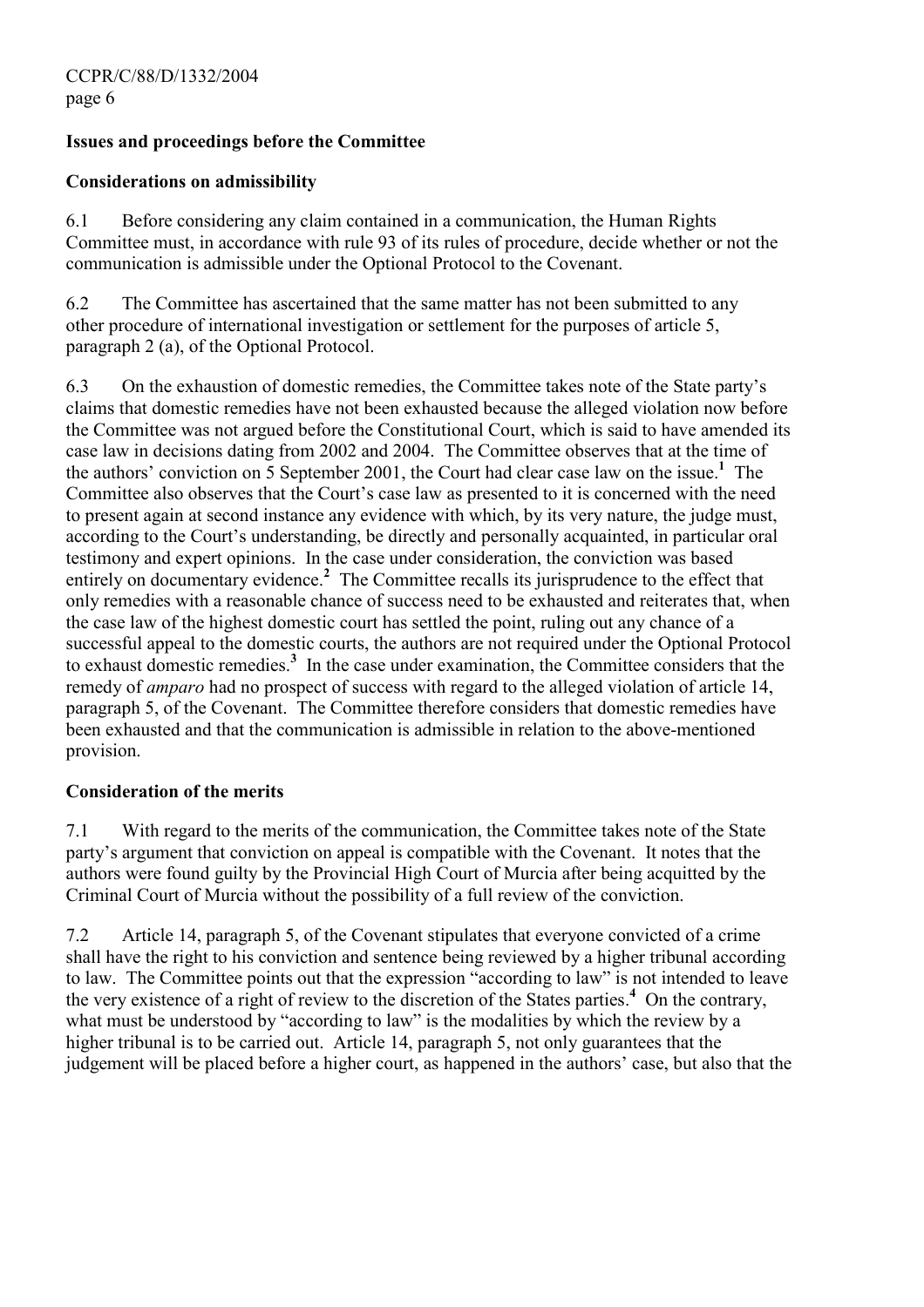## Issues and proceedings before the Committee

### Considerations on admissibility

6.1 Before considering any claim contained in a communication, the Human Rights Committee must, in accordance with rule 93 of its rules of procedure, decide whether or not the communication is admissible under the Optional Protocol to the Covenant.

6.2 The Committee has ascertained that the same matter has not been submitted to any other procedure of international investigation or settlement for the purposes of article 5, paragraph 2 (a), of the Optional Protocol.

6.3 On the exhaustion of domestic remedies, the Committee takes note of the State party's claims that domestic remedies have not been exhausted because the alleged violation now before the Committee was not argued before the Constitutional Court, which is said to have amended its case law in decisions dating from 2002 and 2004. The Committee observes that at the time of the authors' conviction on 5 September 2001, the Court had clear case law on the issue.[1] The Committee also observes that the Court's case law as presented to it is concerned with the need to present again at second instance any evidence with which, by its very nature, the judge must, according to the Court's understanding, be directly and personally acquainted, in particular oral testimony and expert opinions. In the case under consideration, the conviction was based entirely on documentary evidence.[2] The Committee recalls its jurisprudence to the effect that only remedies with a reasonable chance of success need to be exhausted and reiterates that, when the case law of the highest domestic court has settled the point, ruling out any chance of a successful appeal to the domestic courts, the authors are not required under the Optional Protocol to exhaust domestic remedies.[3] In the case under examination, the Committee considers that the remedy of *amparo* had no prospect of success with regard to the alleged violation of article 14, paragraph 5, of the Covenant. The Committee therefore considers that domestic remedies have been exhausted and that the communication is admissible in relation to the above-mentioned provision.

### Consideration of the merits

7.1 With regard to the merits of the communication, the Committee takes note of the State party's argument that conviction on appeal is compatible with the Covenant. It notes that the authors were found guilty by the Provincial High Court of Murcia after being acquitted by the Criminal Court of Murcia without the possibility of a full review of the conviction.

7.2 Article 14, paragraph 5, of the Covenant stipulates that everyone convicted of a crime shall have the right to his conviction and sentence being reviewed by a higher tribunal according to law. The Committee points out that the expression "according to law" is not intended to leave the very existence of a right of review to the discretion of the States parties.[4] On the contrary, what must be understood by "according to law" is the modalities by which the review by a higher tribunal is to be carried out. Article 14, paragraph 5, not only guarantees that the judgement will be placed before a higher court, as happened in the authors' case, but also that the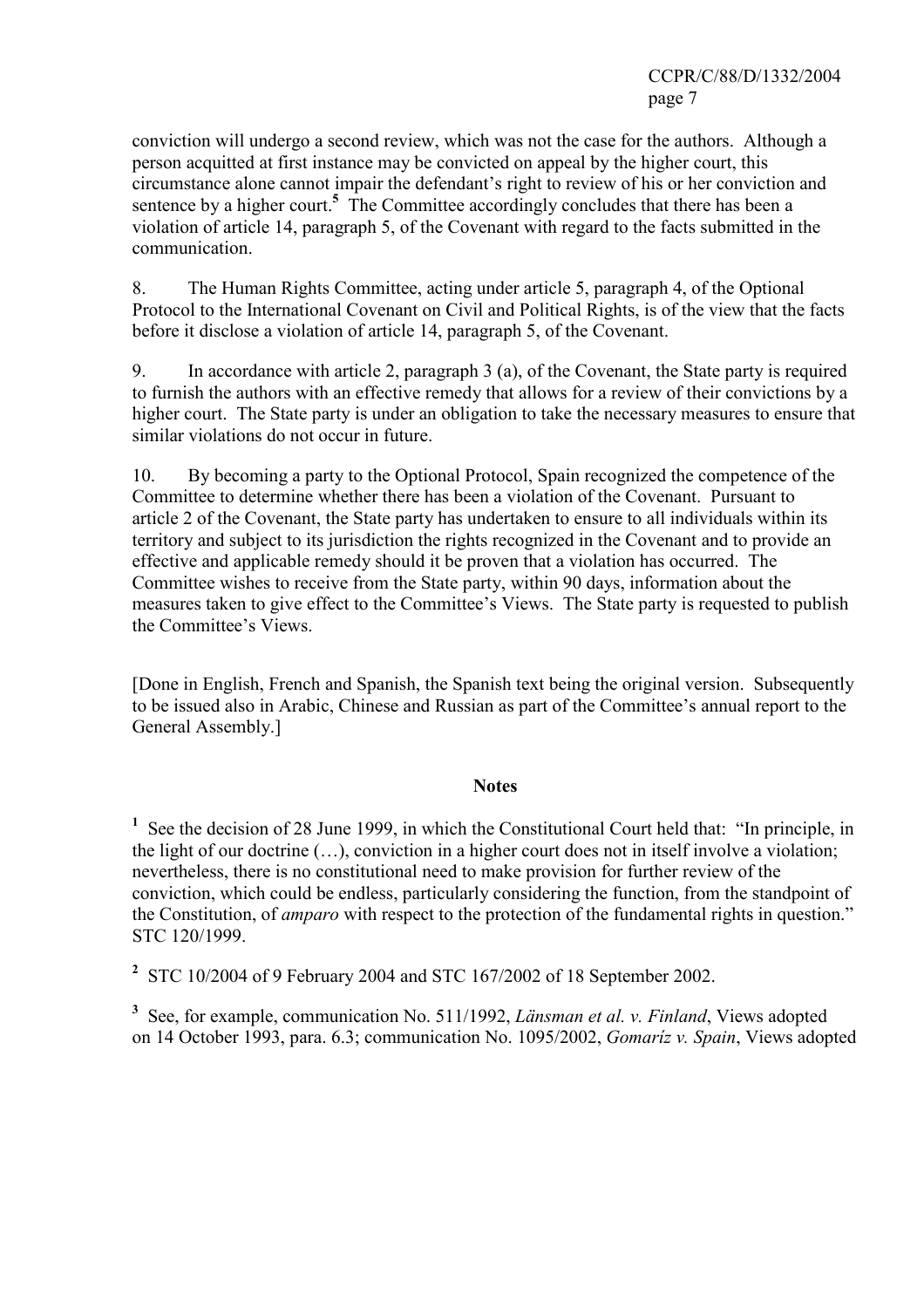conviction will undergo a second review, which was not the case for the authors. Although a person acquitted at first instance may be convicted on appeal by the higher court, this circumstance alone cannot impair the defendant's right to review of his or her conviction and sentence by a higher court.[5] The Committee accordingly concludes that there has been a violation of article 14, paragraph 5, of the Covenant with regard to the facts submitted in the communication.

8. The Human Rights Committee, acting under article 5, paragraph 4, of the Optional Protocol to the International Covenant on Civil and Political Rights, is of the view that the facts before it disclose a violation of article 14, paragraph 5, of the Covenant.

9. In accordance with article 2, paragraph 3 (a), of the Covenant, the State party is required to furnish the authors with an effective remedy that allows for a review of their convictions by a higher court. The State party is under an obligation to take the necessary measures to ensure that similar violations do not occur in future.

10. By becoming a party to the Optional Protocol, Spain recognized the competence of the Committee to determine whether there has been a violation of the Covenant. Pursuant to article 2 of the Covenant, the State party has undertaken to ensure to all individuals within its territory and subject to its jurisdiction the rights recognized in the Covenant and to provide an effective and applicable remedy should it be proven that a violation has occurred. The Committee wishes to receive from the State party, within 90 days, information about the measures taken to give effect to the Committee's Views. The State party is requested to publish the Committee's Views.

[Done in English, French and Spanish, the Spanish text being the original version. Subsequently to be issued also in Arabic, Chinese and Russian as part of the Committee's annual report to the General Assembly.]

## Notes

[1] See the decision of 28 June 1999, in which the Constitutional Court held that: "In principle, in the light of our doctrine (…), conviction in a higher court does not in itself involve a violation; nevertheless, there is no constitutional need to make provision for further review of the conviction, which could be endless, particularly considering the function, from the standpoint of the Constitution, of *amparo* with respect to the protection of the fundamental rights in question." STC 120/1999.

[2] STC 10/2004 of 9 February 2004 and STC 167/2002 of 18 September 2002.

[3] See, for example, communication No. 511/1992, *Länsman et al. v. Finland*, Views adopted on 14 October 1993, para. 6.3; communication No. 1095/2002, *Gomaríz v. Spain*, Views adopted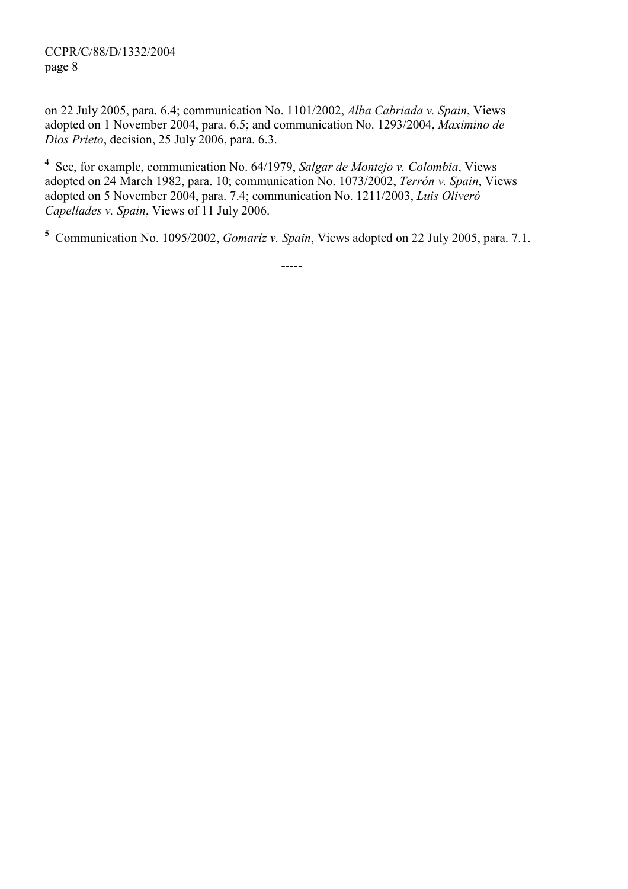on 22 July 2005, para. 6.4; communication No. 1101/2002, *Alba Cabriada v. Spain*, Views adopted on 1 November 2004, para. 6.5; and communication No. 1293/2004, *Maximino de Dios Prieto*, decision, 25 July 2006, para. 6.3.

[4] See, for example, communication No. 64/1979, *Salgar de Montejo v. Colombia*, Views adopted on 24 March 1982, para. 10; communication No. 1073/2002, *Terrón v. Spain*, Views adopted on 5 November 2004, para. 7.4; communication No. 1211/2003, *Luis Oliveró Capellades v. Spain*, Views of 11 July 2006.

[5] Communication No. 1095/2002, *Gomaríz v. Spain*, Views adopted on 22 July 2005, para. 7.1.

-----